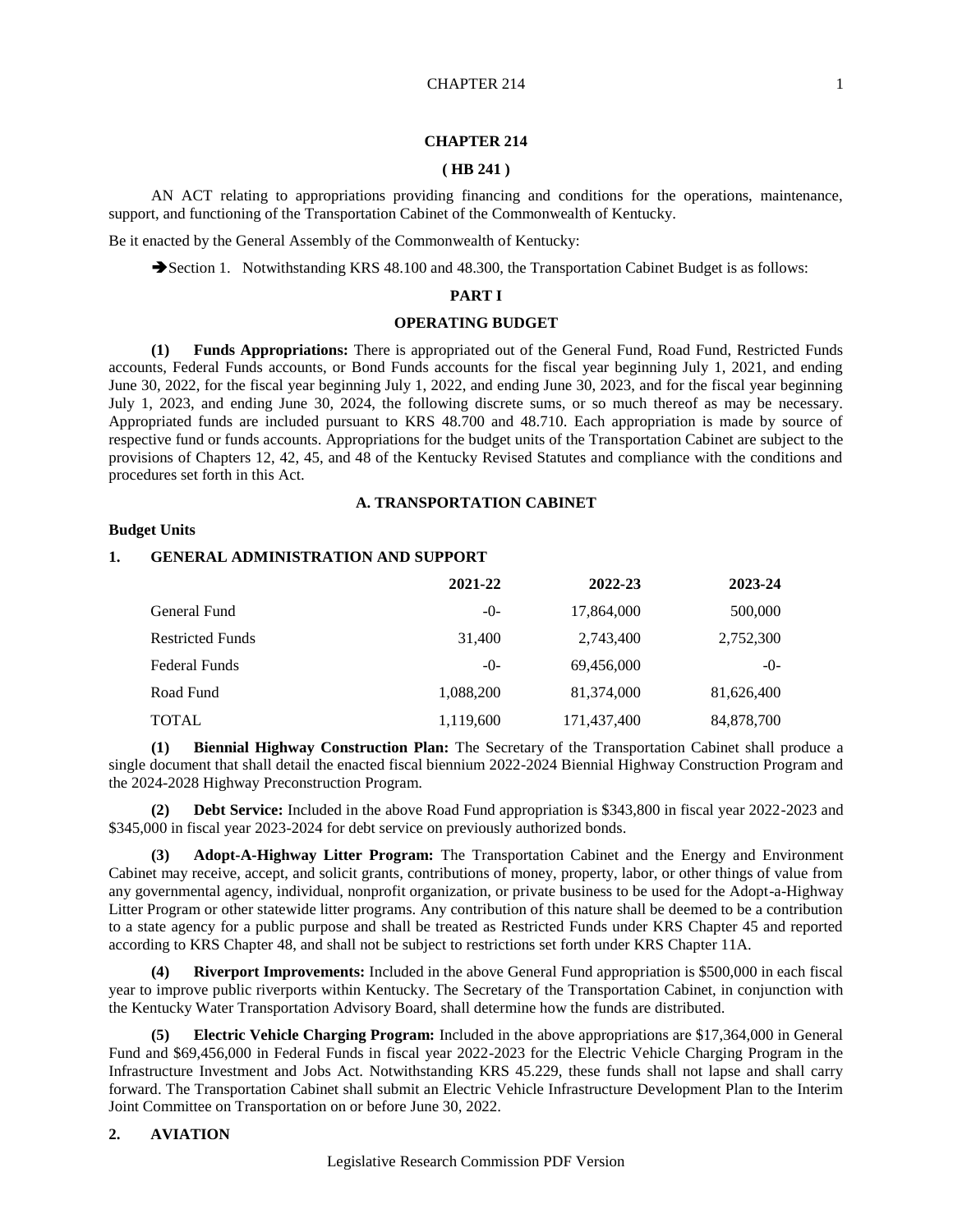# CHAPTER 214

## ( HB 241 )

AN ACT relating to appropriations providing financing and conditions for the operations, maintenance, support, and functioning of the Transportation Cabinet of the Commonwealth of Kentucky.

Be it enacted by the General Assembly of the Commonwealth of Kentucky:

➔Section 1. Notwithstanding KRS 48.100 and 48.300, the Transportation Cabinet Budget is as follows:

## PART I

## OPERATING BUDGET

**(1) Funds Appropriations:** There is appropriated out of the General Fund, Road Fund, Restricted Funds accounts, Federal Funds accounts, or Bond Funds accounts for the fiscal year beginning July 1, 2021, and ending June 30, 2022, for the fiscal year beginning July 1, 2022, and ending June 30, 2023, and for the fiscal year beginning July 1, 2023, and ending June 30, 2024, the following discrete sums, or so much thereof as may be necessary. Appropriated funds are included pursuant to KRS 48.700 and 48.710. Each appropriation is made by source of respective fund or funds accounts. Appropriations for the budget units of the Transportation Cabinet are subject to the provisions of Chapters 12, 42, 45, and 48 of the Kentucky Revised Statutes and compliance with the conditions and procedures set forth in this Act.

### A. TRANSPORTATION CABINET

**Budget Units**

**1. GENERAL ADMINISTRATION AND SUPPORT**

| | 2021-22 | 2022-23 | 2023-24 |
|---|---|---|---|
| General Fund | -0- | 17,864,000 | 500,000 |
| Restricted Funds | 31,400 | 2,743,400 | 2,752,300 |
| Federal Funds | -0- | 69,456,000 | -0- |
| Road Fund | 1,088,200 | 81,374,000 | 81,626,400 |
| TOTAL | 1,119,600 | 171,437,400 | 84,878,700 |

**(1) Biennial Highway Construction Plan:** The Secretary of the Transportation Cabinet shall produce a single document that shall detail the enacted fiscal biennium 2022-2024 Biennial Highway Construction Program and the 2024-2028 Highway Preconstruction Program.

**(2) Debt Service:** Included in the above Road Fund appropriation is $343,800 in fiscal year 2022-2023 and $345,000 in fiscal year 2023-2024 for debt service on previously authorized bonds.

**(3) Adopt-A-Highway Litter Program:** The Transportation Cabinet and the Energy and Environment Cabinet may receive, accept, and solicit grants, contributions of money, property, labor, or other things of value from any governmental agency, individual, nonprofit organization, or private business to be used for the Adopt-a-Highway Litter Program or other statewide litter programs. Any contribution of this nature shall be deemed to be a contribution to a state agency for a public purpose and shall be treated as Restricted Funds under KRS Chapter 45 and reported according to KRS Chapter 48, and shall not be subject to restrictions set forth under KRS Chapter 11A.

**(4) Riverport Improvements:** Included in the above General Fund appropriation is $500,000 in each fiscal year to improve public riverports within Kentucky. The Secretary of the Transportation Cabinet, in conjunction with the Kentucky Water Transportation Advisory Board, shall determine how the funds are distributed.

**(5) Electric Vehicle Charging Program:** Included in the above appropriations are $17,364,000 in General Fund and $69,456,000 in Federal Funds in fiscal year 2022-2023 for the Electric Vehicle Charging Program in the Infrastructure Investment and Jobs Act. Notwithstanding KRS 45.229, these funds shall not lapse and shall carry forward. The Transportation Cabinet shall submit an Electric Vehicle Infrastructure Development Plan to the Interim Joint Committee on Transportation on or before June 30, 2022.

**2. AVIATION**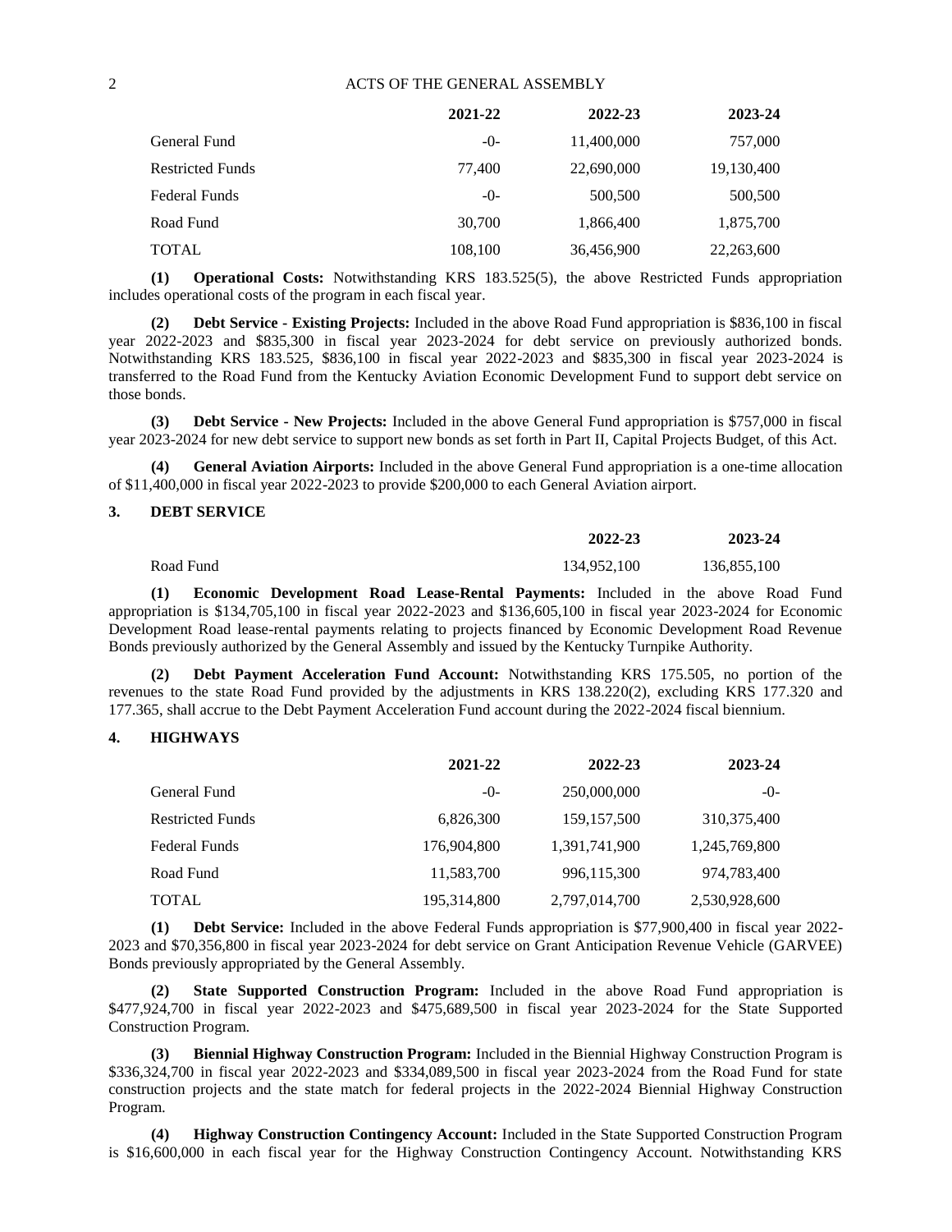| | 2021-22 | 2022-23 | 2023-24 |
|---|---|---|---|
| General Fund | -0- | 11,400,000 | 757,000 |
| Restricted Funds | 77,400 | 22,690,000 | 19,130,400 |
| Federal Funds | -0- | 500,500 | 500,500 |
| Road Fund | 30,700 | 1,866,400 | 1,875,700 |
| TOTAL | 108,100 | 36,456,900 | 22,263,600 |

**(1) Operational Costs:** Notwithstanding KRS 183.525(5), the above Restricted Funds appropriation includes operational costs of the program in each fiscal year.

**(2) Debt Service - Existing Projects:** Included in the above Road Fund appropriation is $836,100 in fiscal year 2022-2023 and $835,300 in fiscal year 2023-2024 for debt service on previously authorized bonds. Notwithstanding KRS 183.525, $836,100 in fiscal year 2022-2023 and $835,300 in fiscal year 2023-2024 is transferred to the Road Fund from the Kentucky Aviation Economic Development Fund to support debt service on those bonds.

**(3) Debt Service - New Projects:** Included in the above General Fund appropriation is $757,000 in fiscal year 2023-2024 for new debt service to support new bonds as set forth in Part II, Capital Projects Budget, of this Act.

**(4) General Aviation Airports:** Included in the above General Fund appropriation is a one-time allocation of $11,400,000 in fiscal year 2022-2023 to provide $200,000 to each General Aviation airport.

**3. DEBT SERVICE**

| | 2022-23 | 2023-24 |
|---|---|---|
| Road Fund | 134,952,100 | 136,855,100 |

**(1) Economic Development Road Lease-Rental Payments:** Included in the above Road Fund appropriation is $134,705,100 in fiscal year 2022-2023 and $136,605,100 in fiscal year 2023-2024 for Economic Development Road lease-rental payments relating to projects financed by Economic Development Road Revenue Bonds previously authorized by the General Assembly and issued by the Kentucky Turnpike Authority.

**(2) Debt Payment Acceleration Fund Account:** Notwithstanding KRS 175.505, no portion of the revenues to the state Road Fund provided by the adjustments in KRS 138.220(2), excluding KRS 177.320 and 177.365, shall accrue to the Debt Payment Acceleration Fund account during the 2022-2024 fiscal biennium.

**4. HIGHWAYS**

| | 2021-22 | 2022-23 | 2023-24 |
|---|---|---|---|
| General Fund | -0- | 250,000,000 | -0- |
| Restricted Funds | 6,826,300 | 159,157,500 | 310,375,400 |
| Federal Funds | 176,904,800 | 1,391,741,900 | 1,245,769,800 |
| Road Fund | 11,583,700 | 996,115,300 | 974,783,400 |
| TOTAL | 195,314,800 | 2,797,014,700 | 2,530,928,600 |

**(1) Debt Service:** Included in the above Federal Funds appropriation is $77,900,400 in fiscal year 2022-2023 and $70,356,800 in fiscal year 2023-2024 for debt service on Grant Anticipation Revenue Vehicle (GARVEE) Bonds previously appropriated by the General Assembly.

**(2) State Supported Construction Program:** Included in the above Road Fund appropriation is $477,924,700 in fiscal year 2022-2023 and $475,689,500 in fiscal year 2023-2024 for the State Supported Construction Program.

**(3) Biennial Highway Construction Program:** Included in the Biennial Highway Construction Program is $336,324,700 in fiscal year 2022-2023 and $334,089,500 in fiscal year 2023-2024 from the Road Fund for state construction projects and the state match for federal projects in the 2022-2024 Biennial Highway Construction Program.

**(4) Highway Construction Contingency Account:** Included in the State Supported Construction Program is $16,600,000 in each fiscal year for the Highway Construction Contingency Account. Notwithstanding KRS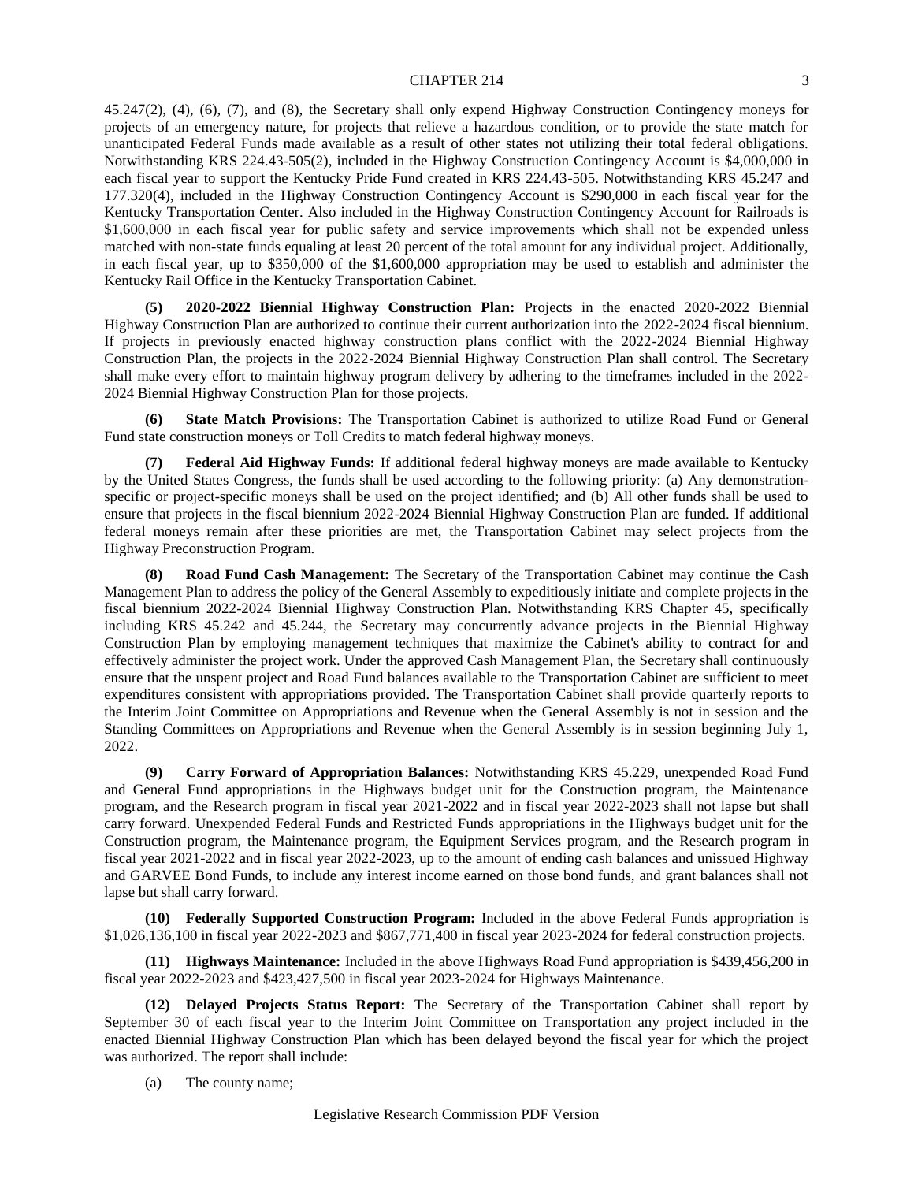45.247(2), (4), (6), (7), and (8), the Secretary shall only expend Highway Construction Contingency moneys for projects of an emergency nature, for projects that relieve a hazardous condition, or to provide the state match for unanticipated Federal Funds made available as a result of other states not utilizing their total federal obligations. Notwithstanding KRS 224.43-505(2), included in the Highway Construction Contingency Account is $4,000,000 in each fiscal year to support the Kentucky Pride Fund created in KRS 224.43-505. Notwithstanding KRS 45.247 and 177.320(4), included in the Highway Construction Contingency Account is $290,000 in each fiscal year for the Kentucky Transportation Center. Also included in the Highway Construction Contingency Account for Railroads is $1,600,000 in each fiscal year for public safety and service improvements which shall not be expended unless matched with non-state funds equaling at least 20 percent of the total amount for any individual project. Additionally, in each fiscal year, up to $350,000 of the $1,600,000 appropriation may be used to establish and administer the Kentucky Rail Office in the Kentucky Transportation Cabinet.

**(5) 2020-2022 Biennial Highway Construction Plan:** Projects in the enacted 2020-2022 Biennial Highway Construction Plan are authorized to continue their current authorization into the 2022-2024 fiscal biennium. If projects in previously enacted highway construction plans conflict with the 2022-2024 Biennial Highway Construction Plan, the projects in the 2022-2024 Biennial Highway Construction Plan shall control. The Secretary shall make every effort to maintain highway program delivery by adhering to the timeframes included in the 2022-2024 Biennial Highway Construction Plan for those projects.

**(6) State Match Provisions:** The Transportation Cabinet is authorized to utilize Road Fund or General Fund state construction moneys or Toll Credits to match federal highway moneys.

**(7) Federal Aid Highway Funds:** If additional federal highway moneys are made available to Kentucky by the United States Congress, the funds shall be used according to the following priority: (a) Any demonstration-specific or project-specific moneys shall be used on the project identified; and (b) All other funds shall be used to ensure that projects in the fiscal biennium 2022-2024 Biennial Highway Construction Plan are funded. If additional federal moneys remain after these priorities are met, the Transportation Cabinet may select projects from the Highway Preconstruction Program.

**(8) Road Fund Cash Management:** The Secretary of the Transportation Cabinet may continue the Cash Management Plan to address the policy of the General Assembly to expeditiously initiate and complete projects in the fiscal biennium 2022-2024 Biennial Highway Construction Plan. Notwithstanding KRS Chapter 45, specifically including KRS 45.242 and 45.244, the Secretary may concurrently advance projects in the Biennial Highway Construction Plan by employing management techniques that maximize the Cabinet's ability to contract for and effectively administer the project work. Under the approved Cash Management Plan, the Secretary shall continuously ensure that the unspent project and Road Fund balances available to the Transportation Cabinet are sufficient to meet expenditures consistent with appropriations provided. The Transportation Cabinet shall provide quarterly reports to the Interim Joint Committee on Appropriations and Revenue when the General Assembly is not in session and the Standing Committees on Appropriations and Revenue when the General Assembly is in session beginning July 1, 2022.

**(9) Carry Forward of Appropriation Balances:** Notwithstanding KRS 45.229, unexpended Road Fund and General Fund appropriations in the Highways budget unit for the Construction program, the Maintenance program, and the Research program in fiscal year 2021-2022 and in fiscal year 2022-2023 shall not lapse but shall carry forward. Unexpended Federal Funds and Restricted Funds appropriations in the Highways budget unit for the Construction program, the Maintenance program, the Equipment Services program, and the Research program in fiscal year 2021-2022 and in fiscal year 2022-2023, up to the amount of ending cash balances and unissued Highway and GARVEE Bond Funds, to include any interest income earned on those bond funds, and grant balances shall not lapse but shall carry forward.

**(10) Federally Supported Construction Program:** Included in the above Federal Funds appropriation is $1,026,136,100 in fiscal year 2022-2023 and $867,771,400 in fiscal year 2023-2024 for federal construction projects.

**(11) Highways Maintenance:** Included in the above Highways Road Fund appropriation is $439,456,200 in fiscal year 2022-2023 and $423,427,500 in fiscal year 2023-2024 for Highways Maintenance.

**(12) Delayed Projects Status Report:** The Secretary of the Transportation Cabinet shall report by September 30 of each fiscal year to the Interim Joint Committee on Transportation any project included in the enacted Biennial Highway Construction Plan which has been delayed beyond the fiscal year for which the project was authorized. The report shall include:

(a) The county name;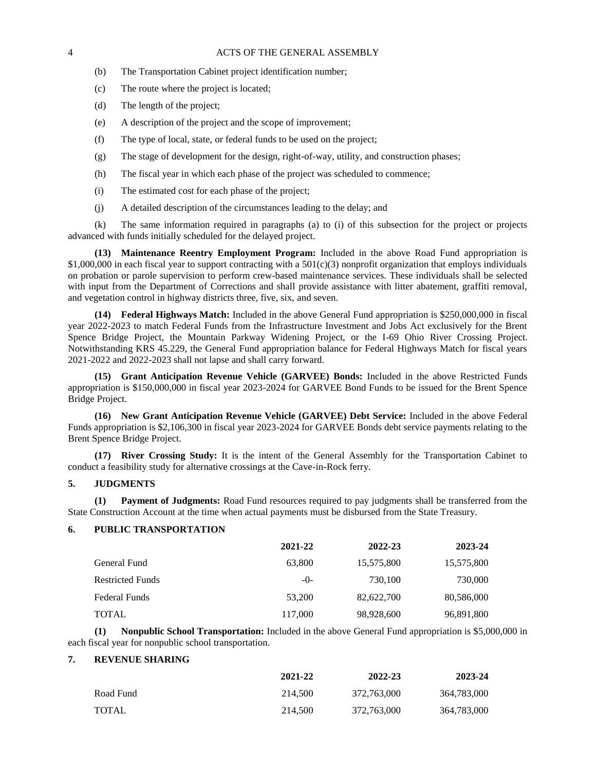(b) The Transportation Cabinet project identification number;

(c) The route where the project is located;

(d) The length of the project;

(e) A description of the project and the scope of improvement;

(f) The type of local, state, or federal funds to be used on the project;

(g) The stage of development for the design, right-of-way, utility, and construction phases;

(h) The fiscal year in which each phase of the project was scheduled to commence;

(i) The estimated cost for each phase of the project;

(j) A detailed description of the circumstances leading to the delay; and

(k) The same information required in paragraphs (a) to (i) of this subsection for the project or projects advanced with funds initially scheduled for the delayed project.

**(13) Maintenance Reentry Employment Program:** Included in the above Road Fund appropriation is $1,000,000 in each fiscal year to support contracting with a 501(c)(3) nonprofit organization that employs individuals on probation or parole supervision to perform crew-based maintenance services. These individuals shall be selected with input from the Department of Corrections and shall provide assistance with litter abatement, graffiti removal, and vegetation control in highway districts three, five, six, and seven.

**(14) Federal Highways Match:** Included in the above General Fund appropriation is $250,000,000 in fiscal year 2022-2023 to match Federal Funds from the Infrastructure Investment and Jobs Act exclusively for the Brent Spence Bridge Project, the Mountain Parkway Widening Project, or the I-69 Ohio River Crossing Project. Notwithstanding KRS 45.229, the General Fund appropriation balance for Federal Highways Match for fiscal years 2021-2022 and 2022-2023 shall not lapse and shall carry forward.

**(15) Grant Anticipation Revenue Vehicle (GARVEE) Bonds:** Included in the above Restricted Funds appropriation is $150,000,000 in fiscal year 2023-2024 for GARVEE Bond Funds to be issued for the Brent Spence Bridge Project.

**(16) New Grant Anticipation Revenue Vehicle (GARVEE) Debt Service:** Included in the above Federal Funds appropriation is $2,106,300 in fiscal year 2023-2024 for GARVEE Bonds debt service payments relating to the Brent Spence Bridge Project.

**(17) River Crossing Study:** It is the intent of the General Assembly for the Transportation Cabinet to conduct a feasibility study for alternative crossings at the Cave-in-Rock ferry.

## 5. JUDGMENTS

**(1) Payment of Judgments:** Road Fund resources required to pay judgments shall be transferred from the State Construction Account at the time when actual payments must be disbursed from the State Treasury.

## 6. PUBLIC TRANSPORTATION

| | 2021-22 | 2022-23 | 2023-24 |
|---|---|---|---|
| General Fund | 63,800 | 15,575,800 | 15,575,800 |
| Restricted Funds | -0- | 730,100 | 730,000 |
| Federal Funds | 53,200 | 82,622,700 | 80,586,000 |
| TOTAL | 117,000 | 98,928,600 | 96,891,800 |

**(1) Nonpublic School Transportation:** Included in the above General Fund appropriation is $5,000,000 in each fiscal year for nonpublic school transportation.

## 7. REVENUE SHARING

| | 2021-22 | 2022-23 | 2023-24 |
|---|---|---|---|
| Road Fund | 214,500 | 372,763,000 | 364,783,000 |
| TOTAL | 214,500 | 372,763,000 | 364,783,000 |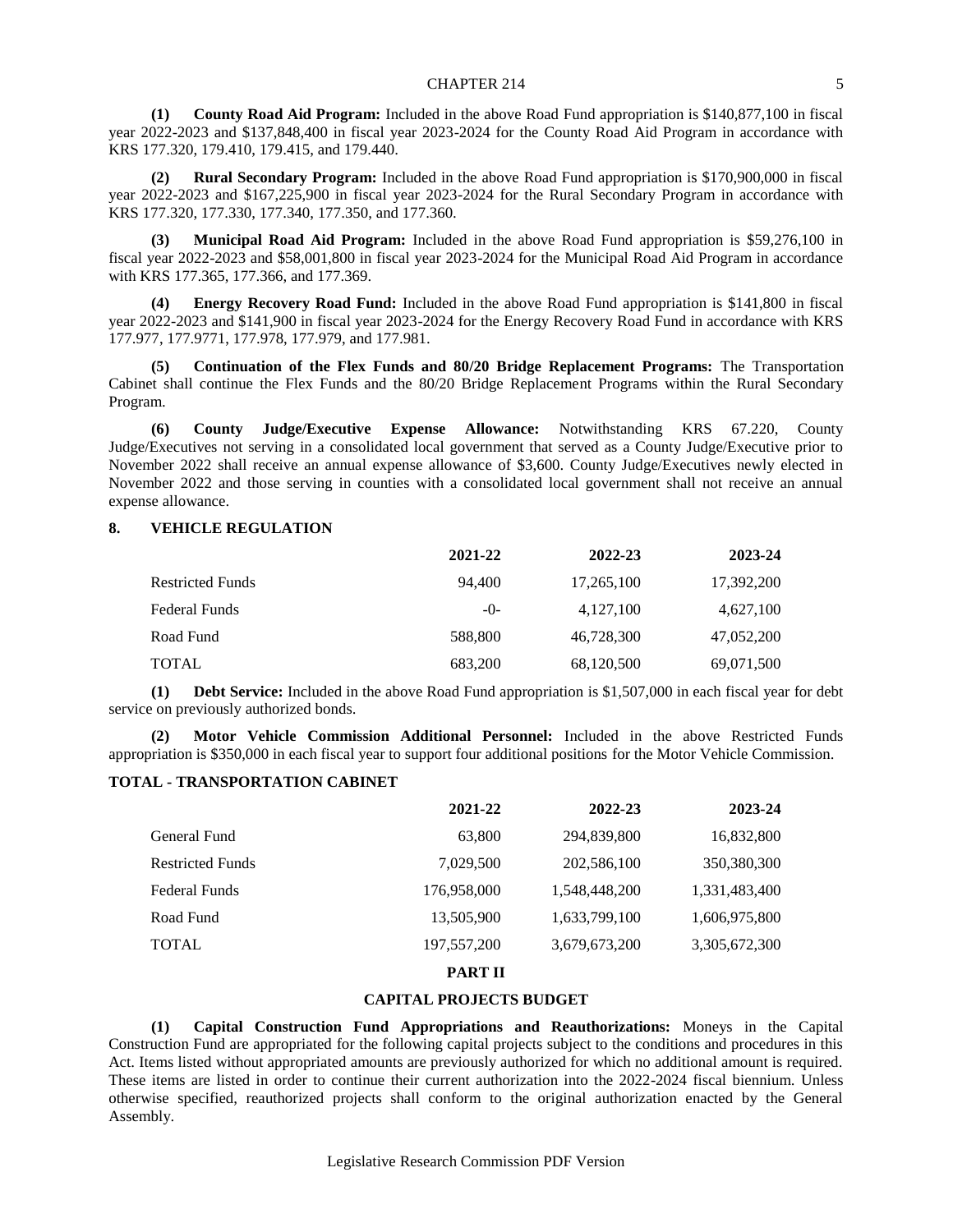**(1) County Road Aid Program:** Included in the above Road Fund appropriation is $140,877,100 in fiscal year 2022-2023 and $137,848,400 in fiscal year 2023-2024 for the County Road Aid Program in accordance with KRS 177.320, 179.410, 179.415, and 179.440.

**(2) Rural Secondary Program:** Included in the above Road Fund appropriation is $170,900,000 in fiscal year 2022-2023 and $167,225,900 in fiscal year 2023-2024 for the Rural Secondary Program in accordance with KRS 177.320, 177.330, 177.340, 177.350, and 177.360.

**(3) Municipal Road Aid Program:** Included in the above Road Fund appropriation is $59,276,100 in fiscal year 2022-2023 and $58,001,800 in fiscal year 2023-2024 for the Municipal Road Aid Program in accordance with KRS 177.365, 177.366, and 177.369.

**(4) Energy Recovery Road Fund:** Included in the above Road Fund appropriation is $141,800 in fiscal year 2022-2023 and $141,900 in fiscal year 2023-2024 for the Energy Recovery Road Fund in accordance with KRS 177.977, 177.9771, 177.978, 177.979, and 177.981.

**(5) Continuation of the Flex Funds and 80/20 Bridge Replacement Programs:** The Transportation Cabinet shall continue the Flex Funds and the 80/20 Bridge Replacement Programs within the Rural Secondary Program.

**(6) County Judge/Executive Expense Allowance:** Notwithstanding KRS 67.220, County Judge/Executives not serving in a consolidated local government that served as a County Judge/Executive prior to November 2022 shall receive an annual expense allowance of $3,600. County Judge/Executives newly elected in November 2022 and those serving in counties with a consolidated local government shall not receive an annual expense allowance.

**8. VEHICLE REGULATION**

| | 2021-22 | 2022-23 | 2023-24 |
|---|---|---|---|
| Restricted Funds | 94,400 | 17,265,100 | 17,392,200 |
| Federal Funds | -0- | 4,127,100 | 4,627,100 |
| Road Fund | 588,800 | 46,728,300 | 47,052,200 |
| TOTAL | 683,200 | 68,120,500 | 69,071,500 |

**(1) Debt Service:** Included in the above Road Fund appropriation is $1,507,000 in each fiscal year for debt service on previously authorized bonds.

**(2) Motor Vehicle Commission Additional Personnel:** Included in the above Restricted Funds appropriation is $350,000 in each fiscal year to support four additional positions for the Motor Vehicle Commission.

**TOTAL - TRANSPORTATION CABINET**

| | 2021-22 | 2022-23 | 2023-24 |
|---|---|---|---|
| General Fund | 63,800 | 294,839,800 | 16,832,800 |
| Restricted Funds | 7,029,500 | 202,586,100 | 350,380,300 |
| Federal Funds | 176,958,000 | 1,548,448,200 | 1,331,483,400 |
| Road Fund | 13,505,900 | 1,633,799,100 | 1,606,975,800 |
| TOTAL | 197,557,200 | 3,679,673,200 | 3,305,672,300 |

## PART II

## CAPITAL PROJECTS BUDGET

**(1) Capital Construction Fund Appropriations and Reauthorizations:** Moneys in the Capital Construction Fund are appropriated for the following capital projects subject to the conditions and procedures in this Act. Items listed without appropriated amounts are previously authorized for which no additional amount is required. These items are listed in order to continue their current authorization into the 2022-2024 fiscal biennium. Unless otherwise specified, reauthorized projects shall conform to the original authorization enacted by the General Assembly.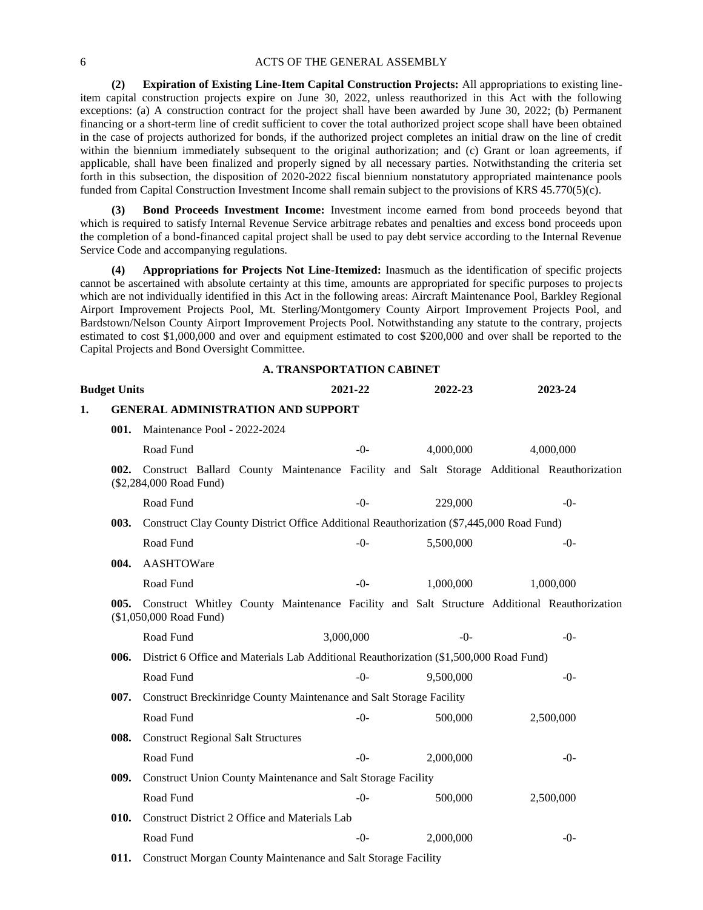**(2) Expiration of Existing Line-Item Capital Construction Projects:** All appropriations to existing line-item capital construction projects expire on June 30, 2022, unless reauthorized in this Act with the following exceptions: (a) A construction contract for the project shall have been awarded by June 30, 2022; (b) Permanent financing or a short-term line of credit sufficient to cover the total authorized project scope shall have been obtained in the case of projects authorized for bonds, if the authorized project completes an initial draw on the line of credit within the biennium immediately subsequent to the original authorization; and (c) Grant or loan agreements, if applicable, shall have been finalized and properly signed by all necessary parties. Notwithstanding the criteria set forth in this subsection, the disposition of 2020-2022 fiscal biennium nonstatutory appropriated maintenance pools funded from Capital Construction Investment Income shall remain subject to the provisions of KRS 45.770(5)(c).

**(3) Bond Proceeds Investment Income:** Investment income earned from bond proceeds beyond that which is required to satisfy Internal Revenue Service arbitrage rebates and penalties and excess bond proceeds upon the completion of a bond-financed capital project shall be used to pay debt service according to the Internal Revenue Service Code and accompanying regulations.

**(4) Appropriations for Projects Not Line-Itemized:** Inasmuch as the identification of specific projects cannot be ascertained with absolute certainty at this time, amounts are appropriated for specific purposes to projects which are not individually identified in this Act in the following areas: Aircraft Maintenance Pool, Barkley Regional Airport Improvement Projects Pool, Mt. Sterling/Montgomery County Airport Improvement Projects Pool, and Bardstown/Nelson County Airport Improvement Projects Pool. Notwithstanding any statute to the contrary, projects estimated to cost $1,000,000 and over and equipment estimated to cost $200,000 and over shall be reported to the Capital Projects and Bond Oversight Committee.

## A. TRANSPORTATION CABINET

| Budget Units | 2021-22 | 2022-23 | 2023-24 |
|---|---|---|---|
| **1. GENERAL ADMINISTRATION AND SUPPORT** | | | |
| **001.** Maintenance Pool - 2022-2024 | | | |
| Road Fund | -0- | 4,000,000 | 4,000,000 |
| **002.** Construct Ballard County Maintenance Facility and Salt Storage Additional Reauthorization ($2,284,000 Road Fund) | | | |
| Road Fund | -0- | 229,000 | -0- |
| **003.** Construct Clay County District Office Additional Reauthorization ($7,445,000 Road Fund) | | | |
| Road Fund | -0- | 5,500,000 | -0- |
| **004.** AASHTOWare | | | |
| Road Fund | -0- | 1,000,000 | 1,000,000 |
| **005.** Construct Whitley County Maintenance Facility and Salt Structure Additional Reauthorization ($1,050,000 Road Fund) | | | |
| Road Fund | 3,000,000 | -0- | -0- |
| **006.** District 6 Office and Materials Lab Additional Reauthorization ($1,500,000 Road Fund) | | | |
| Road Fund | -0- | 9,500,000 | -0- |
| **007.** Construct Breckinridge County Maintenance and Salt Storage Facility | | | |
| Road Fund | -0- | 500,000 | 2,500,000 |
| **008.** Construct Regional Salt Structures | | | |
| Road Fund | -0- | 2,000,000 | -0- |
| **009.** Construct Union County Maintenance and Salt Storage Facility | | | |
| Road Fund | -0- | 500,000 | 2,500,000 |
| **010.** Construct District 2 Office and Materials Lab | | | |
| Road Fund | -0- | 2,000,000 | -0- |
| **011.** Construct Morgan County Maintenance and Salt Storage Facility | | | |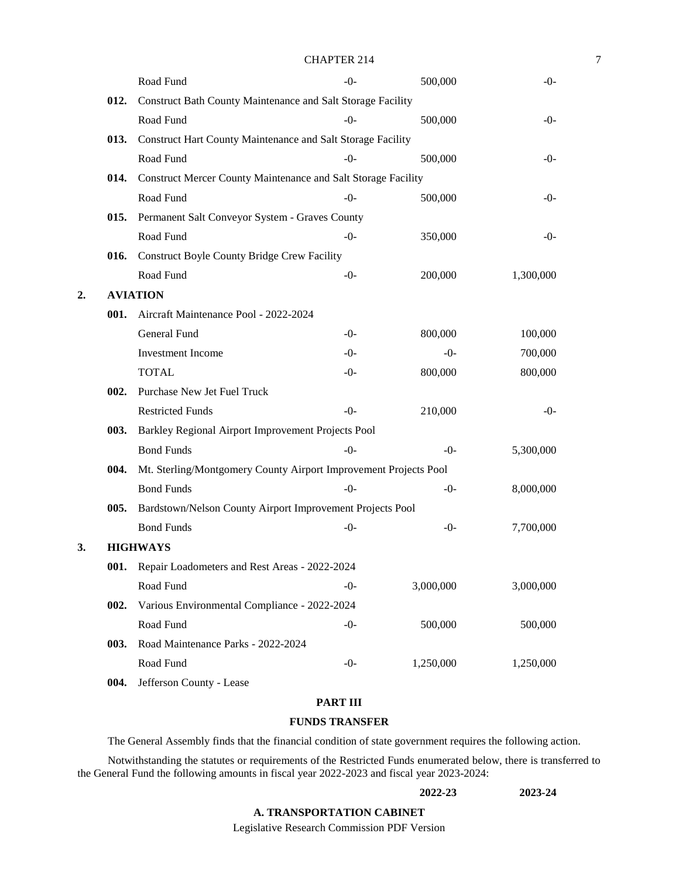| | | | | |
|---|---|---|---|---|
| | Road Fund | -0- | 500,000 | -0- |
| **012.** | Construct Bath County Maintenance and Salt Storage Facility | | | |
| | Road Fund | -0- | 500,000 | -0- |
| **013.** | Construct Hart County Maintenance and Salt Storage Facility | | | |
| | Road Fund | -0- | 500,000 | -0- |
| **014.** | Construct Mercer County Maintenance and Salt Storage Facility | | | |
| | Road Fund | -0- | 500,000 | -0- |
| **015.** | Permanent Salt Conveyor System - Graves County | | | |
| | Road Fund | -0- | 350,000 | -0- |
| **016.** | Construct Boyle County Bridge Crew Facility | | | |
| | Road Fund | -0- | 200,000 | 1,300,000 |

**2. AVIATION**

| | | | | |
|---|---|---|---|---|
| **001.** | Aircraft Maintenance Pool - 2022-2024 | | | |
| | General Fund | -0- | 800,000 | 100,000 |
| | Investment Income | -0- | -0- | 700,000 |
| | TOTAL | -0- | 800,000 | 800,000 |
| **002.** | Purchase New Jet Fuel Truck | | | |
| | Restricted Funds | -0- | 210,000 | -0- |
| **003.** | Barkley Regional Airport Improvement Projects Pool | | | |
| | Bond Funds | -0- | -0- | 5,300,000 |
| **004.** | Mt. Sterling/Montgomery County Airport Improvement Projects Pool | | | |
| | Bond Funds | -0- | -0- | 8,000,000 |
| **005.** | Bardstown/Nelson County Airport Improvement Projects Pool | | | |
| | Bond Funds | -0- | -0- | 7,700,000 |

**3. HIGHWAYS**

| | | | | |
|---|---|---|---|---|
| **001.** | Repair Loadometers and Rest Areas - 2022-2024 | | | |
| | Road Fund | -0- | 3,000,000 | 3,000,000 |
| **002.** | Various Environmental Compliance - 2022-2024 | | | |
| | Road Fund | -0- | 500,000 | 500,000 |
| **003.** | Road Maintenance Parks - 2022-2024 | | | |
| | Road Fund | -0- | 1,250,000 | 1,250,000 |
| **004.** | Jefferson County - Lease | | | |

## PART III

## FUNDS TRANSFER

The General Assembly finds that the financial condition of state government requires the following action.

Notwithstanding the statutes or requirements of the Restricted Funds enumerated below, there is transferred to the General Fund the following amounts in fiscal year 2022-2023 and fiscal year 2023-2024:

| | 2022-23 | 2023-24 |
|---|---|---|

**A. TRANSPORTATION CABINET**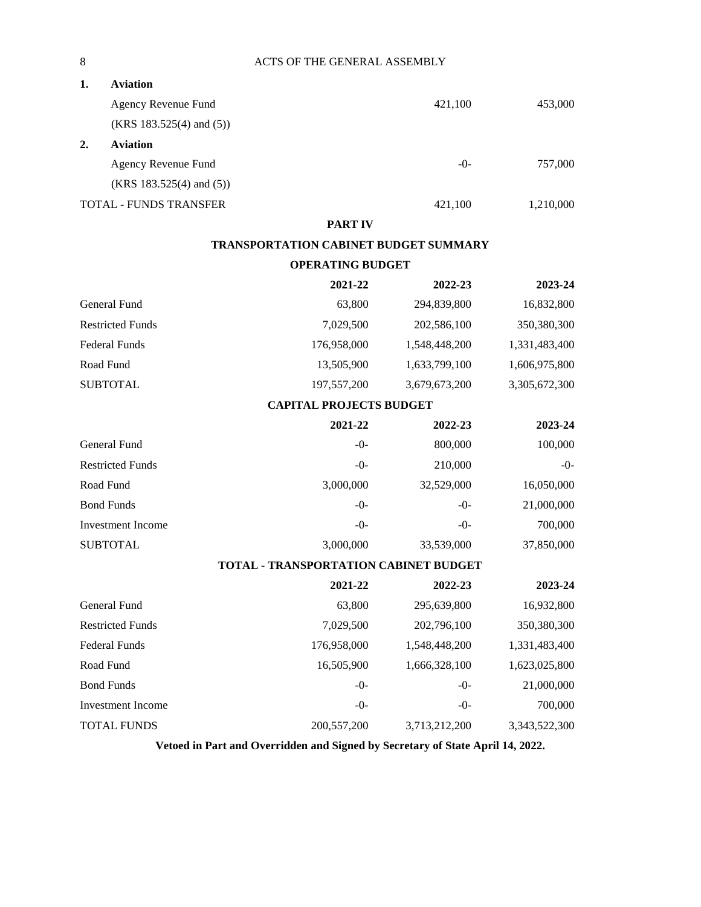| | | | |
|---|---|---|---|
| **1.** | **Aviation** | | |
| | Agency Revenue Fund | 421,100 | 453,000 |
| | (KRS 183.525(4) and (5)) | | |
| **2.** | **Aviation** | | |
| | Agency Revenue Fund | -0- | 757,000 |
| | (KRS 183.525(4) and (5)) | | |
| TOTAL - FUNDS TRANSFER | | 421,100 | 1,210,000 |

## PART IV

## TRANSPORTATION CABINET BUDGET SUMMARY

### OPERATING BUDGET

| | 2021-22 | 2022-23 | 2023-24 |
|---|---|---|---|
| General Fund | 63,800 | 294,839,800 | 16,832,800 |
| Restricted Funds | 7,029,500 | 202,586,100 | 350,380,300 |
| Federal Funds | 176,958,000 | 1,548,448,200 | 1,331,483,400 |
| Road Fund | 13,505,900 | 1,633,799,100 | 1,606,975,800 |
| SUBTOTAL | 197,557,200 | 3,679,673,200 | 3,305,672,300 |

### CAPITAL PROJECTS BUDGET

| | 2021-22 | 2022-23 | 2023-24 |
|---|---|---|---|
| General Fund | -0- | 800,000 | 100,000 |
| Restricted Funds | -0- | 210,000 | -0- |
| Road Fund | 3,000,000 | 32,529,000 | 16,050,000 |
| Bond Funds | -0- | -0- | 21,000,000 |
| Investment Income | -0- | -0- | 700,000 |
| SUBTOTAL | 3,000,000 | 33,539,000 | 37,850,000 |

### TOTAL - TRANSPORTATION CABINET BUDGET

| | 2021-22 | 2022-23 | 2023-24 |
|---|---|---|---|
| General Fund | 63,800 | 295,639,800 | 16,932,800 |
| Restricted Funds | 7,029,500 | 202,796,100 | 350,380,300 |
| Federal Funds | 176,958,000 | 1,548,448,200 | 1,331,483,400 |
| Road Fund | 16,505,900 | 1,666,328,100 | 1,623,025,800 |
| Bond Funds | -0- | -0- | 21,000,000 |
| Investment Income | -0- | -0- | 700,000 |
| TOTAL FUNDS | 200,557,200 | 3,713,212,200 | 3,343,522,300 |

**Vetoed in Part and Overridden and Signed by Secretary of State April 14, 2022.**